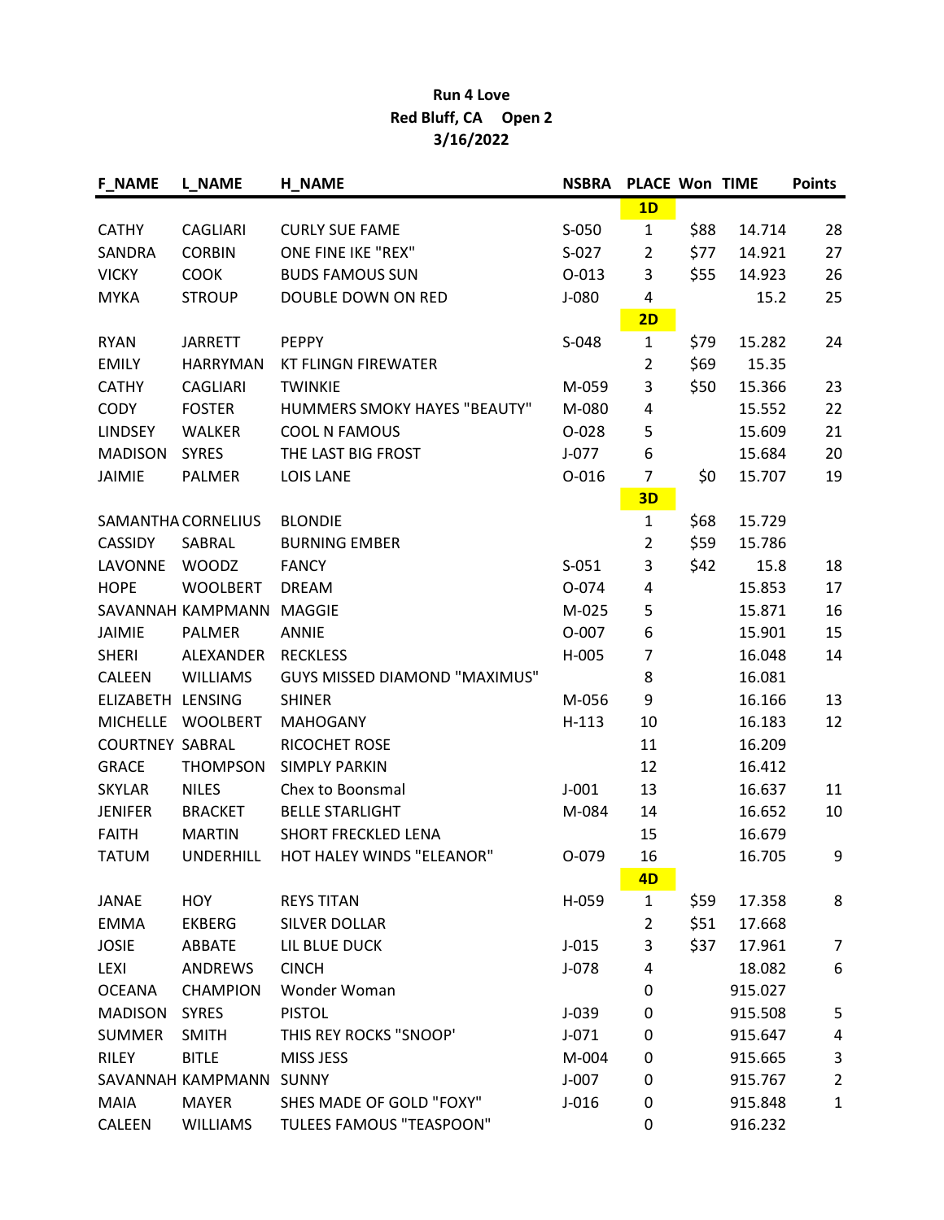**Run 4 Love**

**Red Bluff, CA Open 2**

**3/16/2022**

| F_NAME | L_NAME | H_NAME | NSBRA | PLACE | Won | TIME | Points |
|---|---|---|---|---|---|---|---|
| | | | | **1D** | | | |
| CATHY | CAGLIARI | CURLY SUE FAME | S-050 | 1 | $88 | 14.714 | 28 |
| SANDRA | CORBIN | ONE FINE IKE "REX" | S-027 | 2 | $77 | 14.921 | 27 |
| VICKY | COOK | BUDS FAMOUS SUN | O-013 | 3 | $55 | 14.923 | 26 |
| MYKA | STROUP | DOUBLE DOWN ON RED | J-080 | 4 | | 15.2 | 25 |
| | | | | **2D** | | | |
| RYAN | JARRETT | PEPPY | S-048 | 1 | $79 | 15.282 | 24 |
| EMILY | HARRYMAN | KT FLINGN FIREWATER | | 2 | $69 | 15.35 | |
| CATHY | CAGLIARI | TWINKIE | M-059 | 3 | $50 | 15.366 | 23 |
| CODY | FOSTER | HUMMERS SMOKY HAYES "BEAUTY" | M-080 | 4 | | 15.552 | 22 |
| LINDSEY | WALKER | COOL N FAMOUS | O-028 | 5 | | 15.609 | 21 |
| MADISON | SYRES | THE LAST BIG FROST | J-077 | 6 | | 15.684 | 20 |
| JAIMIE | PALMER | LOIS LANE | O-016 | 7 | $0 | 15.707 | 19 |
| | | | | **3D** | | | |
| SAMANTHA | CORNELIUS | BLONDIE | | 1 | $68 | 15.729 | |
| CASSIDY | SABRAL | BURNING EMBER | | 2 | $59 | 15.786 | |
| LAVONNE | WOODZ | FANCY | S-051 | 3 | $42 | 15.8 | 18 |
| HOPE | WOOLBERT | DREAM | O-074 | 4 | | 15.853 | 17 |
| SAVANNAH | KAMPMANN | MAGGIE | M-025 | 5 | | 15.871 | 16 |
| JAIMIE | PALMER | ANNIE | O-007 | 6 | | 15.901 | 15 |
| SHERI | ALEXANDER | RECKLESS | H-005 | 7 | | 16.048 | 14 |
| CALEEN | WILLIAMS | GUYS MISSED DIAMOND "MAXIMUS" | | 8 | | 16.081 | |
| ELIZABETH | LENSING | SHINER | M-056 | 9 | | 16.166 | 13 |
| MICHELLE | WOOLBERT | MAHOGANY | H-113 | 10 | | 16.183 | 12 |
| COURTNEY | SABRAL | RICOCHET ROSE | | 11 | | 16.209 | |
| GRACE | THOMPSON | SIMPLY PARKIN | | 12 | | 16.412 | |
| SKYLAR | NILES | Chex to Boonsmal | J-001 | 13 | | 16.637 | 11 |
| JENIFER | BRACKET | BELLE STARLIGHT | M-084 | 14 | | 16.652 | 10 |
| FAITH | MARTIN | SHORT FRECKLED LENA | | 15 | | 16.679 | |
| TATUM | UNDERHILL | HOT HALEY WINDS "ELEANOR" | O-079 | 16 | | 16.705 | 9 |
| | | | | **4D** | | | |
| JANAE | HOY | REYS TITAN | H-059 | 1 | $59 | 17.358 | 8 |
| EMMA | EKBERG | SILVER DOLLAR | | 2 | $51 | 17.668 | |
| JOSIE | ABBATE | LIL BLUE DUCK | J-015 | 3 | $37 | 17.961 | 7 |
| LEXI | ANDREWS | CINCH | J-078 | 4 | | 18.082 | 6 |
| OCEANA | CHAMPION | Wonder Woman | | 0 | | 915.027 | |
| MADISON | SYRES | PISTOL | J-039 | 0 | | 915.508 | 5 |
| SUMMER | SMITH | THIS REY ROCKS "SNOOP' | J-071 | 0 | | 915.647 | 4 |
| RILEY | BITLE | MISS JESS | M-004 | 0 | | 915.665 | 3 |
| SAVANNAH | KAMPMANN | SUNNY | J-007 | 0 | | 915.767 | 2 |
| MAIA | MAYER | SHES MADE OF GOLD "FOXY" | J-016 | 0 | | 915.848 | 1 |
| CALEEN | WILLIAMS | TULEES FAMOUS "TEASPOON" | | 0 | | 916.232 | |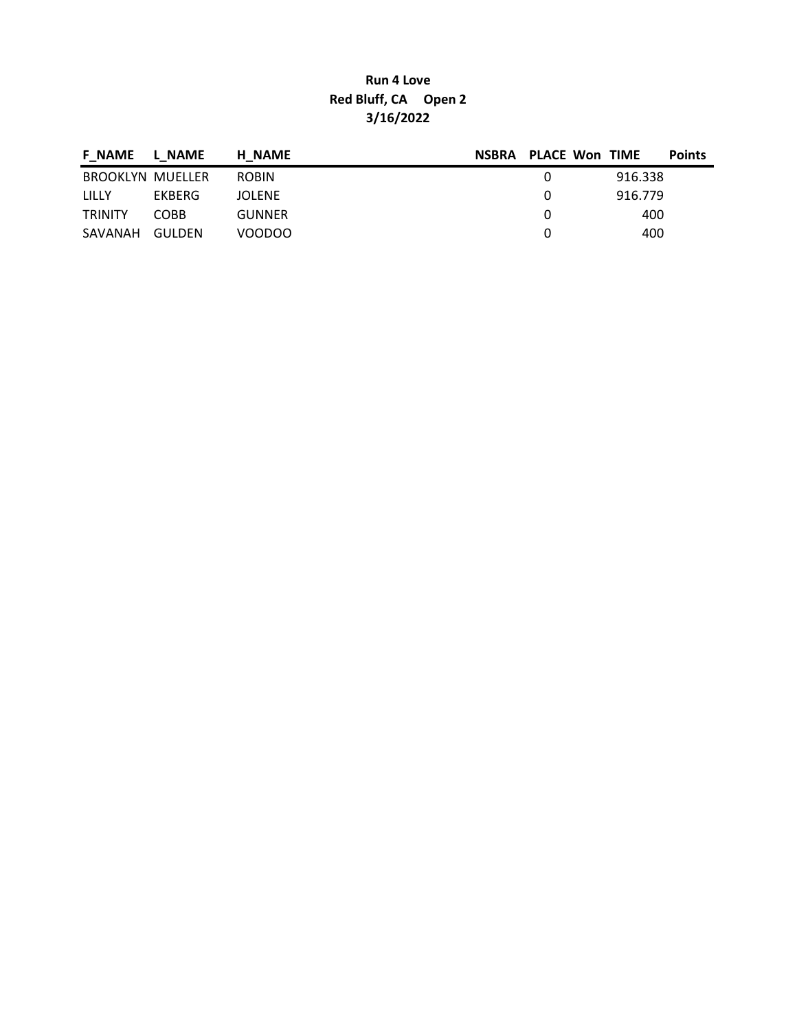**Run 4 Love**
**Red Bluff, CA Open 2**
**3/16/2022**

| F_NAME | L_NAME | H_NAME | NSBRA | PLACE | Won | TIME | Points |
|---|---|---|---|---|---|---|---|
| BROOKLYN | MUELLER | ROBIN | | 0 | | 916.338 | |
| LILLY | EKBERG | JOLENE | | 0 | | 916.779 | |
| TRINITY | COBB | GUNNER | | 0 | | 400 | |
| SAVANAH | GULDEN | VOODOO | | 0 | | 400 | |